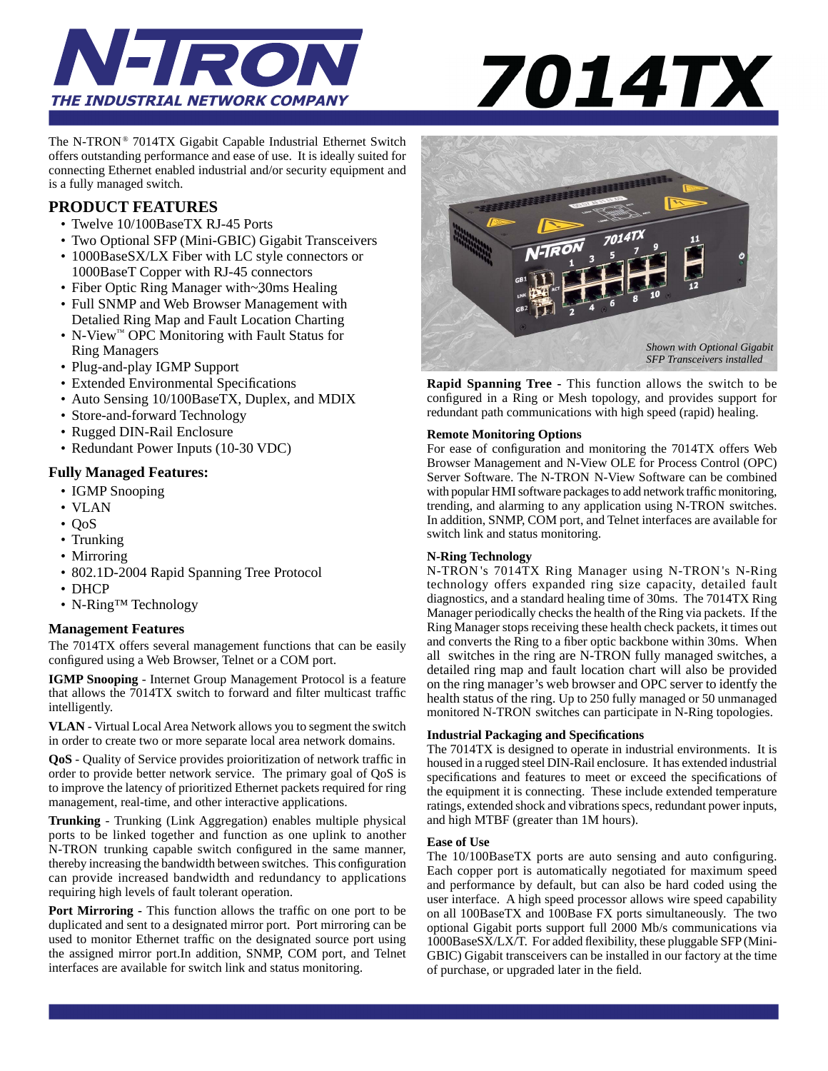# N-TRON THE INDUSTRIAL NETWORK COMPANY

# 7014TX

The N-TRON® 7014TX Gigabit Capable Industrial Ethernet Switch offers outstanding performance and ease of use. It is ideally suited for connecting Ethernet enabled industrial and/or security equipment and is a fully managed switch.

## PRODUCT FEATURES

- Twelve 10/100BaseTX RJ-45 Ports
- Two Optional SFP (Mini-GBIC) Gigabit Transceivers
- 1000BaseSX/LX Fiber with LC style connectors or 1000BaseT Copper with RJ-45 connectors
- Fiber Optic Ring Manager with~30ms Healing
- Full SNMP and Web Browser Management with Detalied Ring Map and Fault Location Charting
- N-View™ OPC Monitoring with Fault Status for Ring Managers
- Plug-and-play IGMP Support
- Extended Environmental Specifications
- Auto Sensing 10/100BaseTX, Duplex, and MDIX
- Store-and-forward Technology
- Rugged DIN-Rail Enclosure
- Redundant Power Inputs (10-30 VDC)

### Fully Managed Features:

- IGMP Snooping
- VLAN
- QoS
- Trunking
- Mirroring
- 802.1D-2004 Rapid Spanning Tree Protocol
- DHCP
- N-Ring™ Technology

### Management Features

The 7014TX offers several management functions that can be easily configured using a Web Browser, Telnet or a COM port.

**IGMP Snooping** - Internet Group Management Protocol is a feature that allows the 7014TX switch to forward and filter multicast traffic intelligently.

**VLAN** - Virtual Local Area Network allows you to segment the switch in order to create two or more separate local area network domains.

**QoS** - Quality of Service provides proioritization of network traffic in order to provide better network service. The primary goal of QoS is to improve the latency of prioritized Ethernet packets required for ring management, real-time, and other interactive applications.

**Trunking** - Trunking (Link Aggregation) enables multiple physical ports to be linked together and function as one uplink to another N-TRON trunking capable switch configured in the same manner, thereby increasing the bandwidth between switches. This configuration can provide increased bandwidth and redundancy to applications requiring high levels of fault tolerant operation.

**Port Mirroring** - This function allows the traffic on one port to be duplicated and sent to a designated mirror port. Port mirroring can be used to monitor Ethernet traffic on the designated source port using the assigned mirror port.In addition, SNMP, COM port, and Telnet interfaces are available for switch link and status monitoring.

*Shown with Optional Gigabit SFP Transceivers installed*

**Rapid Spanning Tree** - This function allows the switch to be configured in a Ring or Mesh topology, and provides support for redundant path communications with high speed (rapid) healing.

### Remote Monitoring Options

For ease of configuration and monitoring the 7014TX offers Web Browser Management and N-View OLE for Process Control (OPC) Server Software. The N-TRON N-View Software can be combined with popular HMI software packages to add network traffic monitoring, trending, and alarming to any application using N-TRON switches. In addition, SNMP, COM port, and Telnet interfaces are available for switch link and status monitoring.

### N-Ring Technology

N-TRON's 7014TX Ring Manager using N-TRON's N-Ring technology offers expanded ring size capacity, detailed fault diagnostics, and a standard healing time of 30ms. The 7014TX Ring Manager periodically checks the health of the Ring via packets. If the Ring Manager stops receiving these health check packets, it times out and converts the Ring to a fiber optic backbone within 30ms. When all switches in the ring are N-TRON fully managed switches, a detailed ring map and fault location chart will also be provided on the ring manager's web browser and OPC server to identfy the health status of the ring. Up to 250 fully managed or 50 unmanaged monitored N-TRON switches can participate in N-Ring topologies.

### Industrial Packaging and Specifications

The 7014TX is designed to operate in industrial environments. It is housed in a rugged steel DIN-Rail enclosure. It has extended industrial specifications and features to meet or exceed the specifications of the equipment it is connecting. These include extended temperature ratings, extended shock and vibrations specs, redundant power inputs, and high MTBF (greater than 1M hours).

### Ease of Use

The 10/100BaseTX ports are auto sensing and auto configuring. Each copper port is automatically negotiated for maximum speed and performance by default, but can also be hard coded using the user interface. A high speed processor allows wire speed capability on all 100BaseTX and 100Base FX ports simultaneously. The two optional Gigabit ports support full 2000 Mb/s communications via 1000BaseSX/LX/T. For added flexibility, these pluggable SFP (Mini-GBIC) Gigabit transceivers can be installed in our factory at the time of purchase, or upgraded later in the field.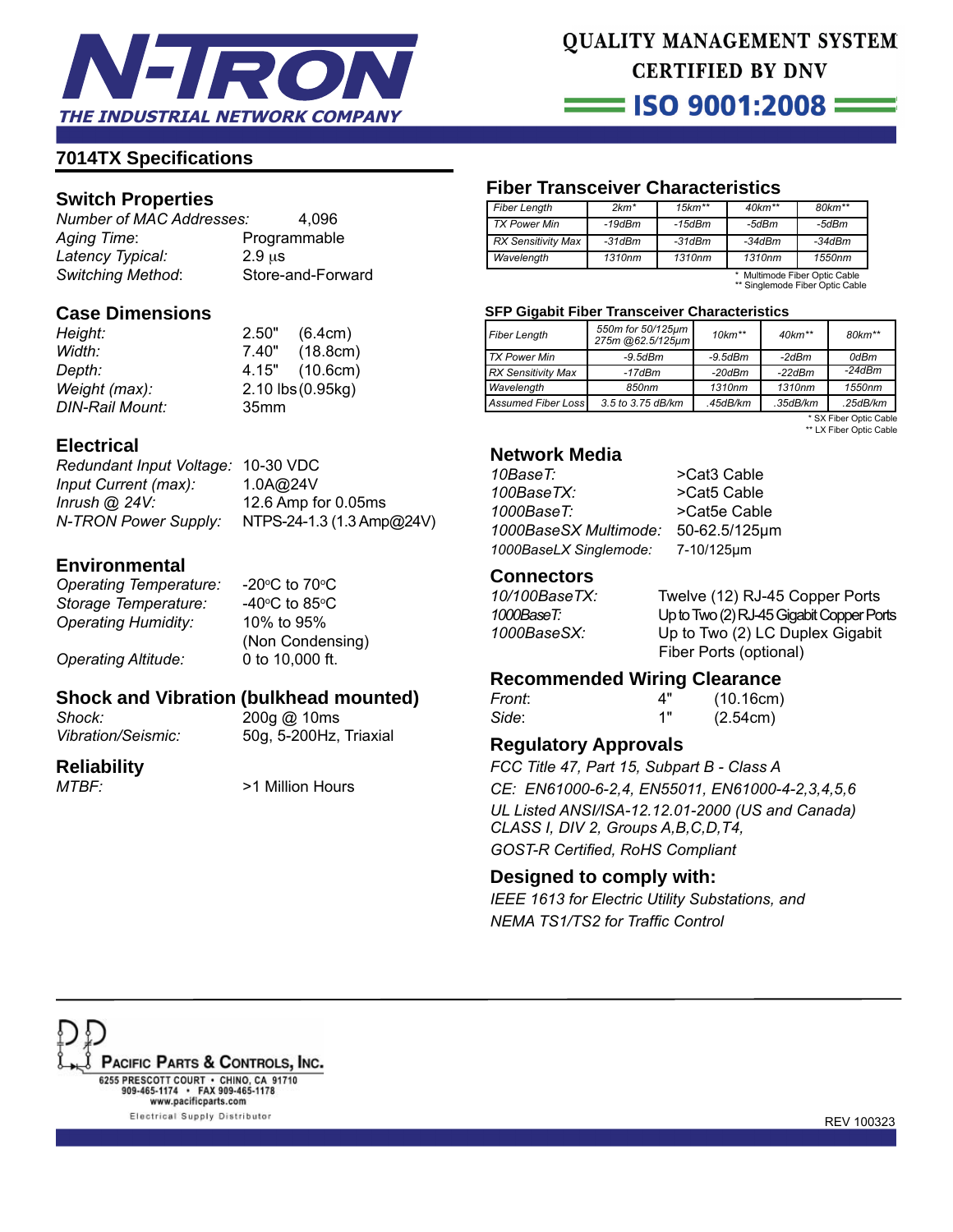## 7014TX Specifications

### Switch Properties

| | |
|---|---|
| *Number of MAC Addresses:* | 4,096 |
| *Aging Time:* | Programmable |
| *Latency Typical:* | 2.9 µs |
| *Switching Method:* | Store-and-Forward |

### Case Dimensions

| | |
|---|---|
| *Height:* | 2.50" (6.4cm) |
| *Width:* | 7.40" (18.8cm) |
| *Depth:* | 4.15" (10.6cm) |
| *Weight (max):* | 2.10 lbs (0.95kg) |
| *DIN-Rail Mount:* | 35mm |

### Electrical

| | |
|---|---|
| *Redundant Input Voltage:* | 10-30 VDC |
| *Input Current (max):* | 1.0A@24V |
| *Inrush @ 24V:* | 12.6 Amp for 0.05ms |
| *N-TRON Power Supply:* | NTPS-24-1.3 (1.3 Amp@24V) |

### Environmental

| | |
|---|---|
| *Operating Temperature:* | -20°C to 70°C |
| *Storage Temperature:* | -40°C to 85°C |
| *Operating Humidity:* | 10% to 95% (Non Condensing) |
| *Operating Altitude:* | 0 to 10,000 ft. |

### Shock and Vibration (bulkhead mounted)

| | |
|---|---|
| *Shock:* | 200g @ 10ms |
| *Vibration/Seismic:* | 50g, 5-200Hz, Triaxial |

### Reliability

| | |
|---|---|
| *MTBF:* | >1 Million Hours |

### Fiber Transceiver Characteristics

| *Fiber Length* | *2km\** | *15km\*\** | *40km\*\** | *80km\*\** |
|---|---|---|---|---|
| *TX Power Min* | *-19dBm* | *-15dBm* | *-5dBm* | *-5dBm* |
| *RX Sensitivity Max* | *-31dBm* | *-31dBm* | *-34dBm* | *-34dBm* |
| *Wavelength* | *1310nm* | *1310nm* | *1310nm* | *1550nm* |

\* Multimode Fiber Optic Cable
\*\* Singlemode Fiber Optic Cable

#### SFP Gigabit Fiber Transceiver Characteristics

| *Fiber Length* | *550m for 50/125µm 275m @62.5/125µm* | *10km\*\** | *40km\*\** | *80km\*\** |
|---|---|---|---|---|
| *TX Power Min* | *-9.5dBm* | *-9.5dBm* | *-2dBm* | *0dBm* |
| *RX Sensitivity Max* | *-17dBm* | *-20dBm* | *-22dBm* | *-24dBm* |
| *Wavelength* | *850nm* | *1310nm* | *1310nm* | *1550nm* |
| *Assumed Fiber Loss* | *3.5 to 3.75 dB/km* | *.45dB/km* | *.35dB/km* | *.25dB/km* |

\* SX Fiber Optic Cable
\*\* LX Fiber Optic Cable

### Network Media

| | |
|---|---|
| *10BaseT:* | >Cat3 Cable |
| *100BaseTX:* | >Cat5 Cable |
| *1000BaseT:* | >Cat5e Cable |
| *1000BaseSX Multimode:* | 50-62.5/125µm |
| *1000BaseLX Singlemode:* | 7-10/125µm |

### Connectors

| | |
|---|---|
| *10/100BaseTX:* | Twelve (12) RJ-45 Copper Ports |
| *1000BaseT:* | Up to Two (2) RJ-45 Gigabit Copper Ports |
| *1000BaseSX:* | Up to Two (2) LC Duplex Gigabit Fiber Ports (optional) |

### Recommended Wiring Clearance

| | |
|---|---|
| *Front:* | 4" (10.16cm) |
| *Side:* | 1" (2.54cm) |

### Regulatory Approvals

*FCC Title 47, Part 15, Subpart B - Class A*

*CE: EN61000-6-2,4, EN55011, EN61000-4-2,3,4,5,6*

*UL Listed ANSI/ISA-12.12.01-2000 (US and Canada) CLASS I, DIV 2, Groups A,B,C,D,T4,*

*GOST-R Certified, RoHS Compliant*

### Designed to comply with:

*IEEE 1613 for Electric Utility Substations, and*
*NEMA TS1/TS2 for Traffic Control*

PACIFIC PARTS & CONTROLS, INC.
6255 PRESCOTT COURT • CHINO, CA 91710
909-465-1174 • FAX 909-465-1178
www.pacificparts.com
Electrical Supply Distributor

REV 100323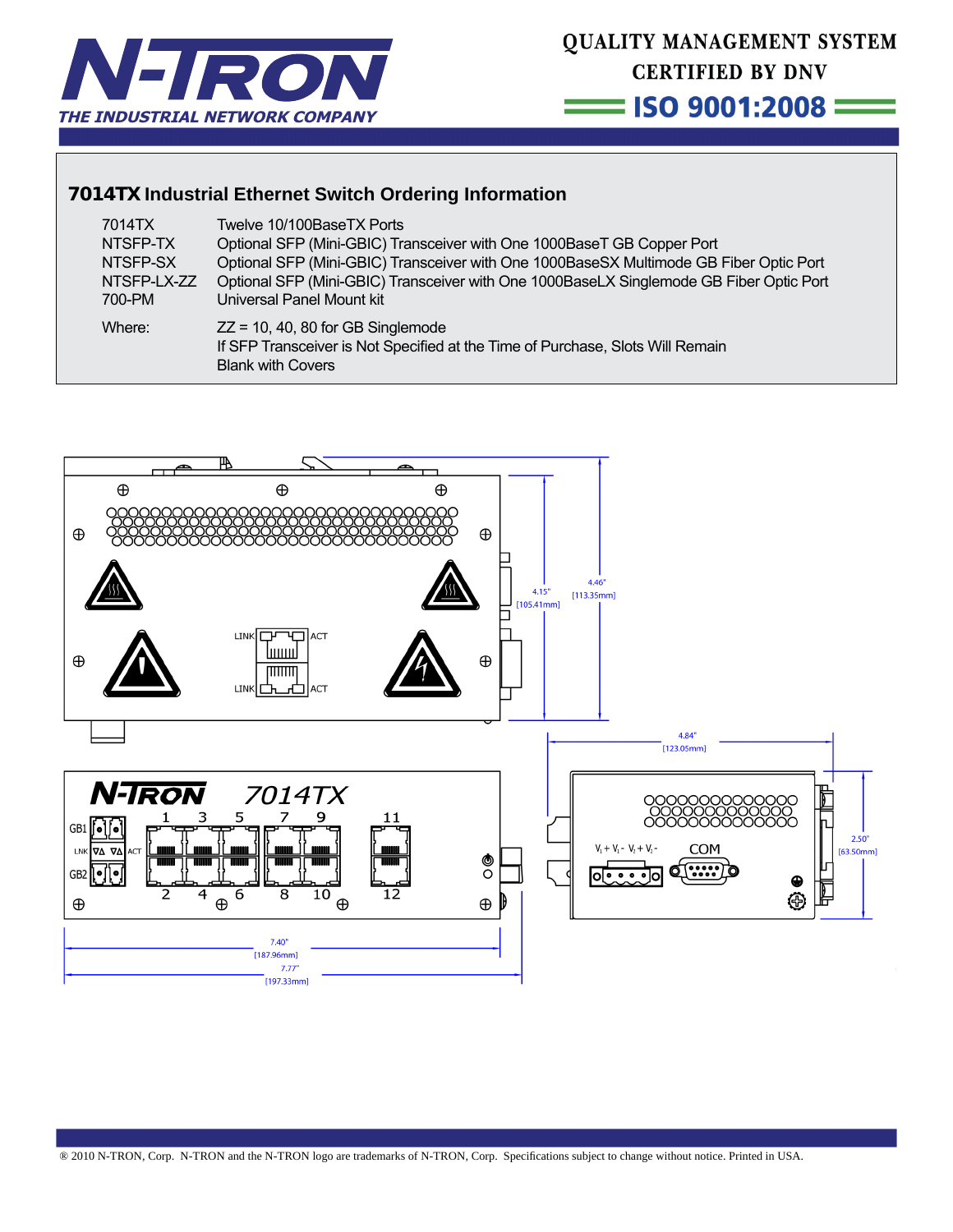## 7014TX Industrial Ethernet Switch Ordering Information

| | |
|---|---|
| 7014TX | Twelve 10/100BaseTX Ports |
| NTSFP-TX | Optional SFP (Mini-GBIC) Transceiver with One 1000BaseT GB Copper Port |
| NTSFP-SX | Optional SFP (Mini-GBIC) Transceiver with One 1000BaseSX Multimode GB Fiber Optic Port |
| NTSFP-LX-ZZ | Optional SFP (Mini-GBIC) Transceiver with One 1000BaseLX Singlemode GB Fiber Optic Port |
| 700-PM | Universal Panel Mount kit |
| Where: | ZZ = 10, 40, 80 for GB Singlemode<br>If SFP Transceiver is Not Specified at the Time of Purchase, Slots Will Remain Blank with Covers |

LINK
ACT
LINK
ACT

4.15"
[105.41mm]

4.46"
[113.35mm]

N-TRON 7014TX

1 3 5 7 9 11
2 4 6 8 10 12

GB1
LNK ACT
GB2

7.40"
[187.96mm]

7.77"
[197.33mm]

4.84"
[123.05mm]

$V_1+$ $V_1-$ $V_2+$ $V_2-$

COM

2.50"
[63.50mm]

® 2010 N-TRON, Corp. N-TRON and the N-TRON logo are trademarks of N-TRON, Corp. Specifications subject to change without notice. Printed in USA.